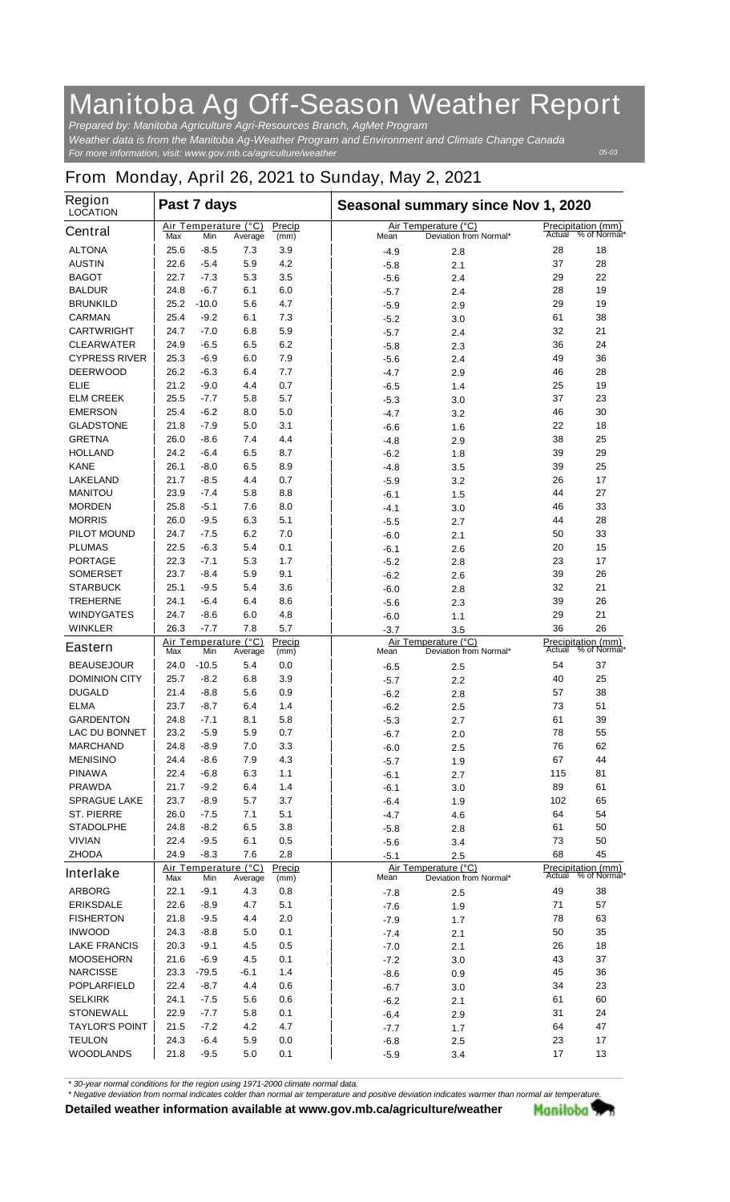# Manitoba Ag Off-Season Weather Report

*Prepared by: Manitoba Agriculture Agri-Resources Branch, AgMet Program*
*Weather data is from the Manitoba Ag-Weather Program and Environment and Climate Change Canada*
*For more information, visit: www.gov.mb.ca/agriculture/weather*

*05-03*

## From Monday, April 26, 2021 to Sunday, May 2, 2021

| Region LOCATION | Past 7 days | | | | Seasonal summary since Nov 1, 2020 | | | |
|---|---|---|---|---|---|---|---|---|
| | Air Temperature (°C) | | | Precip | Air Temperature (°C) | | Precipitation (mm) | |
| **Central** | Max | Min | Average | (mm) | Mean | Deviation from Normal* | Actual | % of Normal* |
| ALTONA | 25.6 | -8.5 | 7.3 | 3.9 | -4.9 | 2.8 | 28 | 18 |
| AUSTIN | 22.6 | -5.4 | 5.9 | 4.2 | -5.8 | 2.1 | 37 | 28 |
| BAGOT | 22.7 | -7.3 | 5.3 | 3.5 | -5.6 | 2.4 | 29 | 22 |
| BALDUR | 24.8 | -6.7 | 6.1 | 6.0 | -5.7 | 2.4 | 28 | 19 |
| BRUNKILD | 25.2 | -10.0 | 5.6 | 4.7 | -5.9 | 2.9 | 29 | 19 |
| CARMAN | 25.4 | -9.2 | 6.1 | 7.3 | -5.2 | 3.0 | 61 | 38 |
| CARTWRIGHT | 24.7 | -7.0 | 6.8 | 5.9 | -5.7 | 2.4 | 32 | 21 |
| CLEARWATER | 24.9 | -6.5 | 6.5 | 6.2 | -5.8 | 2.3 | 36 | 24 |
| CYPRESS RIVER | 25.3 | -6.9 | 6.0 | 7.9 | -5.6 | 2.4 | 49 | 36 |
| DEERWOOD | 26.2 | -6.3 | 6.4 | 7.7 | -4.7 | 2.9 | 46 | 28 |
| ELIE | 21.2 | -9.0 | 4.4 | 0.7 | -6.5 | 1.4 | 25 | 19 |
| ELM CREEK | 25.5 | -7.7 | 5.8 | 5.7 | -5.3 | 3.0 | 37 | 23 |
| EMERSON | 25.4 | -6.2 | 8.0 | 5.0 | -4.7 | 3.2 | 46 | 30 |
| GLADSTONE | 21.8 | -7.9 | 5.0 | 3.1 | -6.6 | 1.6 | 22 | 18 |
| GRETNA | 26.0 | -8.6 | 7.4 | 4.4 | -4.8 | 2.9 | 38 | 25 |
| HOLLAND | 24.2 | -6.4 | 6.5 | 8.7 | -6.2 | 1.8 | 39 | 29 |
| KANE | 26.1 | -8.0 | 6.5 | 8.9 | -4.8 | 3.5 | 39 | 25 |
| LAKELAND | 21.7 | -8.5 | 4.4 | 0.7 | -5.9 | 3.2 | 26 | 17 |
| MANITOU | 23.9 | -7.4 | 5.8 | 8.8 | -6.1 | 1.5 | 44 | 27 |
| MORDEN | 25.8 | -5.1 | 7.6 | 8.0 | -4.1 | 3.0 | 46 | 33 |
| MORRIS | 26.0 | -9.5 | 6.3 | 5.1 | -5.5 | 2.7 | 44 | 28 |
| PILOT MOUND | 24.7 | -7.5 | 6.2 | 7.0 | -6.0 | 2.1 | 50 | 33 |
| PLUMAS | 22.5 | -6.3 | 5.4 | 0.1 | -6.1 | 2.6 | 20 | 15 |
| PORTAGE | 22.3 | -7.1 | 5.3 | 1.7 | -5.2 | 2.8 | 23 | 17 |
| SOMERSET | 23.7 | -8.4 | 5.9 | 9.1 | -6.2 | 2.6 | 39 | 26 |
| STARBUCK | 25.1 | -9.5 | 5.4 | 3.6 | -6.0 | 2.8 | 32 | 21 |
| TREHERNE | 24.1 | -6.4 | 6.4 | 8.6 | -5.6 | 2.3 | 39 | 26 |
| WINDYGATES | 24.7 | -8.6 | 6.0 | 4.8 | -6.0 | 1.1 | 29 | 21 |
| WINKLER | 26.3 | -7.7 | 7.8 | 5.7 | -3.7 | 3.5 | 36 | 26 |
| **Eastern** | Max | Min | Average | (mm) | Mean | Deviation from Normal* | Actual | % of Normal* |
| BEAUSEJOUR | 24.0 | -10.5 | 5.4 | 0.0 | -6.5 | 2.5 | 54 | 37 |
| DOMINION CITY | 25.7 | -8.2 | 6.8 | 3.9 | -5.7 | 2.2 | 40 | 25 |
| DUGALD | 21.4 | -8.8 | 5.6 | 0.9 | -6.2 | 2.8 | 57 | 38 |
| ELMA | 23.7 | -8.7 | 6.4 | 1.4 | -6.2 | 2.5 | 73 | 51 |
| GARDENTON | 24.8 | -7.1 | 8.1 | 5.8 | -5.3 | 2.7 | 61 | 39 |
| LAC DU BONNET | 23.2 | -5.9 | 5.9 | 0.7 | -6.7 | 2.0 | 78 | 55 |
| MARCHAND | 24.8 | -8.9 | 7.0 | 3.3 | -6.0 | 2.5 | 76 | 62 |
| MENISINO | 24.4 | -8.6 | 7.9 | 4.3 | -5.7 | 1.9 | 67 | 44 |
| PINAWA | 22.4 | -6.8 | 6.3 | 1.1 | -6.1 | 2.7 | 115 | 81 |
| PRAWDA | 21.7 | -9.2 | 6.4 | 1.4 | -6.1 | 3.0 | 89 | 61 |
| SPRAGUE LAKE | 23.7 | -8.9 | 5.7 | 3.7 | -6.4 | 1.9 | 102 | 65 |
| ST. PIERRE | 26.0 | -7.5 | 7.1 | 5.1 | -4.7 | 4.6 | 64 | 54 |
| STADOLPHE | 24.8 | -8.2 | 6.5 | 3.8 | -5.8 | 2.8 | 61 | 50 |
| VIVIAN | 22.4 | -9.5 | 6.1 | 0.5 | -5.6 | 3.4 | 73 | 50 |
| ZHODA | 24.9 | -8.3 | 7.6 | 2.8 | -5.1 | 2.5 | 68 | 45 |
| **Interlake** | Max | Min | Average | (mm) | Mean | Deviation from Normal* | Actual | % of Normal* |
| ARBORG | 22.1 | -9.1 | 4.3 | 0.8 | -7.8 | 2.5 | 49 | 38 |
| ERIKSDALE | 22.6 | -8.9 | 4.7 | 5.1 | -7.6 | 1.9 | 71 | 57 |
| FISHERTON | 21.8 | -9.5 | 4.4 | 2.0 | -7.9 | 1.7 | 78 | 63 |
| INWOOD | 24.3 | -8.8 | 5.0 | 0.1 | -7.4 | 2.1 | 50 | 35 |
| LAKE FRANCIS | 20.3 | -9.1 | 4.5 | 0.5 | -7.0 | 2.1 | 26 | 18 |
| MOOSEHORN | 21.6 | -6.9 | 4.5 | 0.1 | -7.2 | 3.0 | 43 | 37 |
| NARCISSE | 23.3 | -79.5 | -6.1 | 1.4 | -8.6 | 0.9 | 45 | 36 |
| POPLARFIELD | 22.4 | -8.7 | 4.4 | 0.6 | -6.7 | 3.0 | 34 | 23 |
| SELKIRK | 24.1 | -7.5 | 5.6 | 0.6 | -6.2 | 2.1 | 61 | 60 |
| STONEWALL | 22.9 | -7.7 | 5.8 | 0.1 | -6.4 | 2.9 | 31 | 24 |
| TAYLOR'S POINT | 21.5 | -7.2 | 4.2 | 4.7 | -7.7 | 1.7 | 64 | 47 |
| TEULON | 24.3 | -6.4 | 5.9 | 0.0 | -6.8 | 2.5 | 23 | 17 |
| WOODLANDS | 21.8 | -9.5 | 5.0 | 0.1 | -5.9 | 3.4 | 17 | 13 |

*\* 30-year normal conditions for the region using 1971-2000 climate normal data.*

*\* Negative deviation from normal indicates colder than normal air temperature and positive deviation indicates warmer than normal air temperature.*

**Detailed weather information available at www.gov.mb.ca/agriculture/weather**

Manitoba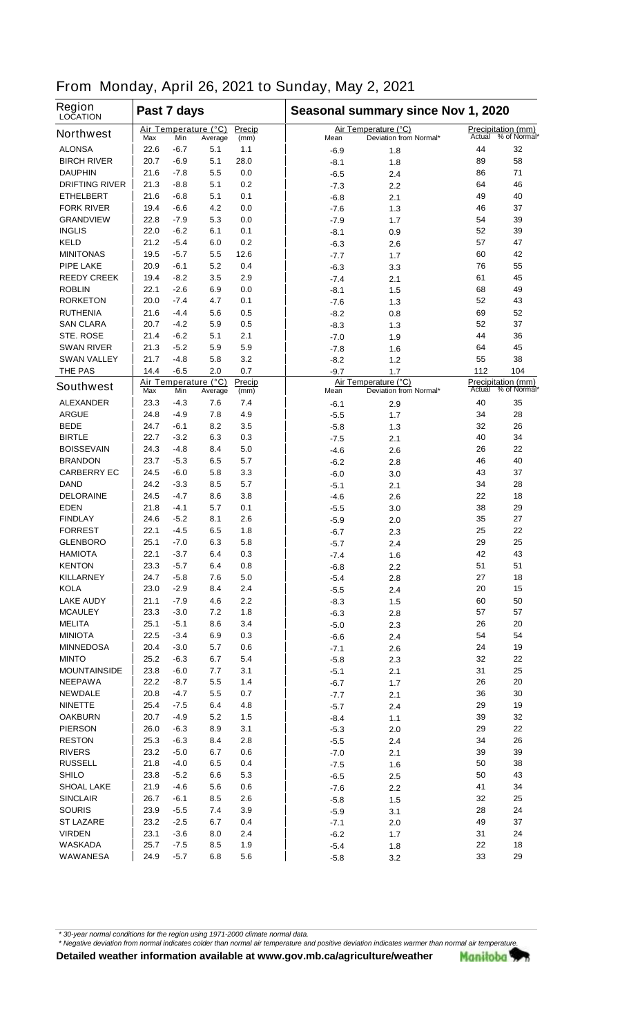# From Monday, April 26, 2021 to Sunday, May 2, 2021

| Region LOCATION | Past 7 days | | | | Seasonal summary since Nov 1, 2020 | | | |
|---|---|---|---|---|---|---|---|---|
| **Northwest** | Air Temperature (°C) Max | Min | Average | Precip (mm) | Air Temperature (°C) Mean | Deviation from Normal* | Precipitation (mm) Actual | % of Normal* |
| ALONSA | 22.6 | -6.7 | 5.1 | 1.1 | -6.9 | 1.8 | 44 | 32 |
| BIRCH RIVER | 20.7 | -6.9 | 5.1 | 28.0 | -8.1 | 1.8 | 89 | 58 |
| DAUPHIN | 21.6 | -7.8 | 5.5 | 0.0 | -6.5 | 2.4 | 86 | 71 |
| DRIFTING RIVER | 21.3 | -8.8 | 5.1 | 0.2 | -7.3 | 2.2 | 64 | 46 |
| ETHELBERT | 21.6 | -6.8 | 5.1 | 0.1 | -6.8 | 2.1 | 49 | 40 |
| FORK RIVER | 19.4 | -6.6 | 4.2 | 0.0 | -7.6 | 1.3 | 46 | 37 |
| GRANDVIEW | 22.8 | -7.9 | 5.3 | 0.0 | -7.9 | 1.7 | 54 | 39 |
| INGLIS | 22.0 | -6.2 | 6.1 | 0.1 | -8.1 | 0.9 | 52 | 39 |
| KELD | 21.2 | -5.4 | 6.0 | 0.2 | -6.3 | 2.6 | 57 | 47 |
| MINITONAS | 19.5 | -5.7 | 5.5 | 12.6 | -7.7 | 1.7 | 60 | 42 |
| PIPE LAKE | 20.9 | -6.1 | 5.2 | 0.4 | -6.3 | 3.3 | 76 | 55 |
| REEDY CREEK | 19.4 | -8.2 | 3.5 | 2.9 | -7.4 | 2.1 | 61 | 45 |
| ROBLIN | 22.1 | -2.6 | 6.9 | 0.0 | -8.1 | 1.5 | 68 | 49 |
| RORKETON | 20.0 | -7.4 | 4.7 | 0.1 | -7.6 | 1.3 | 52 | 43 |
| RUTHENIA | 21.6 | -4.4 | 5.6 | 0.5 | -8.2 | 0.8 | 69 | 52 |
| SAN CLARA | 20.7 | -4.2 | 5.9 | 0.5 | -8.3 | 1.3 | 52 | 37 |
| STE. ROSE | 21.4 | -6.2 | 5.1 | 2.1 | -7.0 | 1.9 | 44 | 36 |
| SWAN RIVER | 21.3 | -5.2 | 5.9 | 5.9 | -7.8 | 1.6 | 64 | 45 |
| SWAN VALLEY | 21.7 | -4.8 | 5.8 | 3.2 | -8.2 | 1.2 | 55 | 38 |
| THE PAS | 14.4 | -6.5 | 2.0 | 0.7 | -9.7 | 1.7 | 112 | 104 |
| **Southwest** | Air Temperature (°C) Max | Min | Average | Precip (mm) | Air Temperature (°C) Mean | Deviation from Normal* | Precipitation (mm) Actual | % of Normal* |
| ALEXANDER | 23.3 | -4.3 | 7.6 | 7.4 | -6.1 | 2.9 | 40 | 35 |
| ARGUE | 24.8 | -4.9 | 7.8 | 4.9 | -5.5 | 1.7 | 34 | 28 |
| BEDE | 24.7 | -6.1 | 8.2 | 3.5 | -5.8 | 1.3 | 32 | 26 |
| BIRTLE | 22.7 | -3.2 | 6.3 | 0.3 | -7.5 | 2.1 | 40 | 34 |
| BOISSEVAIN | 24.3 | -4.8 | 8.4 | 5.0 | -4.6 | 2.6 | 26 | 22 |
| BRANDON | 23.7 | -5.3 | 6.5 | 5.7 | -6.2 | 2.8 | 46 | 40 |
| CARBERRY EC | 24.5 | -6.0 | 5.8 | 3.3 | -6.0 | 3.0 | 43 | 37 |
| DAND | 24.2 | -3.3 | 8.5 | 5.7 | -5.1 | 2.1 | 34 | 28 |
| DELORAINE | 24.5 | -4.7 | 8.6 | 3.8 | -4.6 | 2.6 | 22 | 18 |
| EDEN | 21.8 | -4.1 | 5.7 | 0.1 | -5.5 | 3.0 | 38 | 29 |
| FINDLAY | 24.6 | -5.2 | 8.1 | 2.6 | -5.9 | 2.0 | 35 | 27 |
| FORREST | 22.1 | -4.5 | 6.5 | 1.8 | -6.7 | 2.3 | 25 | 22 |
| GLENBORO | 25.1 | -7.0 | 6.3 | 5.8 | -5.7 | 2.4 | 29 | 25 |
| HAMIOTA | 22.1 | -3.7 | 6.4 | 0.3 | -7.4 | 1.6 | 42 | 43 |
| KENTON | 23.3 | -5.7 | 6.4 | 0.8 | -6.8 | 2.2 | 51 | 51 |
| KILLARNEY | 24.7 | -5.8 | 7.6 | 5.0 | -5.4 | 2.8 | 27 | 18 |
| KOLA | 23.0 | -2.9 | 8.4 | 2.4 | -5.5 | 2.4 | 20 | 15 |
| LAKE AUDY | 21.1 | -7.9 | 4.6 | 2.2 | -8.3 | 1.5 | 60 | 50 |
| MCAULEY | 23.3 | -3.0 | 7.2 | 1.8 | -6.3 | 2.8 | 57 | 57 |
| MELITA | 25.1 | -5.1 | 8.6 | 3.4 | -5.0 | 2.3 | 26 | 20 |
| MINIOTA | 22.5 | -3.4 | 6.9 | 0.3 | -6.6 | 2.4 | 54 | 54 |
| MINNEDOSA | 20.4 | -3.0 | 5.7 | 0.6 | -7.1 | 2.6 | 24 | 19 |
| MINTO | 25.2 | -6.3 | 6.7 | 5.4 | -5.8 | 2.3 | 32 | 22 |
| MOUNTAINSIDE | 23.8 | -6.0 | 7.7 | 3.1 | -5.1 | 2.1 | 31 | 25 |
| NEEPAWA | 22.2 | -8.7 | 5.5 | 1.4 | -6.7 | 1.7 | 26 | 20 |
| NEWDALE | 20.8 | -4.7 | 5.5 | 0.7 | -7.7 | 2.1 | 36 | 30 |
| NINETTE | 25.4 | -7.5 | 6.4 | 4.8 | -5.7 | 2.4 | 29 | 19 |
| OAKBURN | 20.7 | -4.9 | 5.2 | 1.5 | -8.4 | 1.1 | 39 | 32 |
| PIERSON | 26.0 | -6.3 | 8.9 | 3.1 | -5.3 | 2.0 | 29 | 22 |
| RESTON | 25.3 | -6.3 | 8.4 | 2.8 | -5.5 | 2.4 | 34 | 26 |
| RIVERS | 23.2 | -5.0 | 6.7 | 0.6 | -7.0 | 2.1 | 39 | 39 |
| RUSSELL | 21.8 | -4.0 | 6.5 | 0.4 | -7.5 | 1.6 | 50 | 38 |
| SHILO | 23.8 | -5.2 | 6.6 | 5.3 | -6.5 | 2.5 | 50 | 43 |
| SHOAL LAKE | 21.9 | -4.6 | 5.6 | 0.6 | -7.6 | 2.2 | 41 | 34 |
| SINCLAIR | 26.7 | -6.1 | 8.5 | 2.6 | -5.8 | 1.5 | 32 | 25 |
| SOURIS | 23.9 | -5.5 | 7.4 | 3.9 | -5.9 | 3.1 | 28 | 24 |
| ST LAZARE | 23.2 | -2.5 | 6.7 | 0.4 | -7.1 | 2.0 | 49 | 37 |
| VIRDEN | 23.1 | -3.6 | 8.0 | 2.4 | -6.2 | 1.7 | 31 | 24 |
| WASKADA | 25.7 | -7.5 | 8.5 | 1.9 | -5.4 | 1.8 | 22 | 18 |
| WAWANESA | 24.9 | -5.7 | 6.8 | 5.6 | -5.8 | 3.2 | 33 | 29 |

* 30-year normal conditions for the region using 1971-2000 climate normal data.
* Negative deviation from normal indicates colder than normal air temperature and positive deviation indicates warmer than normal air temperature.

**Detailed weather information available at www.gov.mb.ca/agriculture/weather**

Manitoba